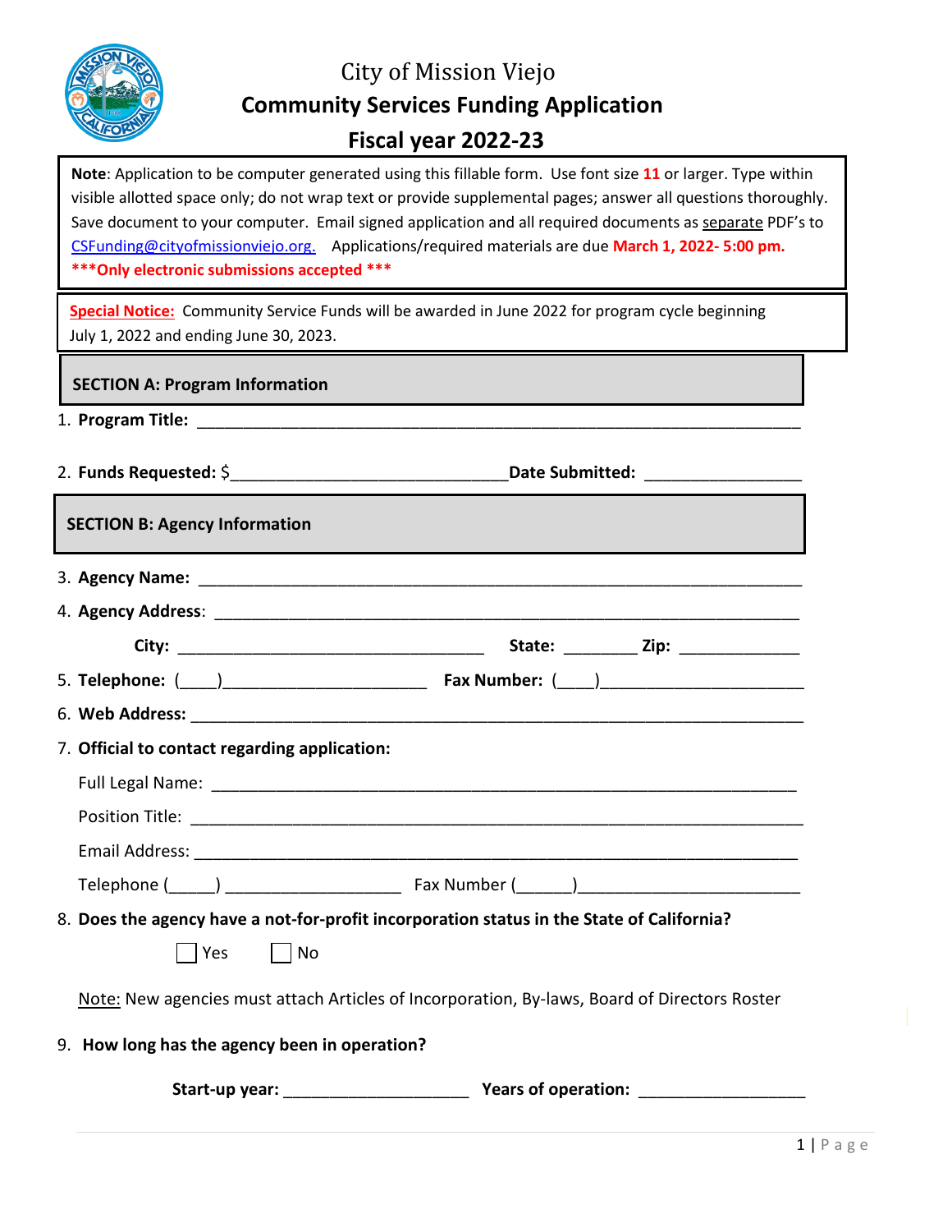# City of Mission Viejo

## Community Services Funding Application

## Fiscal year 2022-23

**Note**: Application to be computer generated using this fillable form. Use font size **11** or larger. Type within visible allotted space only; do not wrap text or provide supplemental pages; answer all questions thoroughly. Save document to your computer. Email signed application and all required documents as separate PDF's to CSFunding@cityofmissionviejo.org. Applications/required materials are due **March 1, 2022- 5:00 pm.**

**\*\*\*Only electronic submissions accepted \*\*\***

**Special Notice:** Community Service Funds will be awarded in June 2022 for program cycle beginning July 1, 2022 and ending June 30, 2023.

### SECTION A: Program Information

1. **Program Title:** ______________________________________________________________

2. **Funds Requested:** $____________________________ **Date Submitted:** ________________

### SECTION B: Agency Information

3. **Agency Name:** ______________________________________________________________

4. **Agency Address**: ____________________________________________________________

   **City:** ______________________________ **State:** _______ **Zip:** ____________

5. **Telephone:** (____)____________________ **Fax Number:** (____)____________________

6. **Web Address:** ______________________________________________________________

7. **Official to contact regarding application:**

   Full Legal Name: ______________________________________________________________

   Position Title: ________________________________________________________________

   Email Address: _______________________________________________________________

   Telephone (_____) __________________ Fax Number (______)______________________

8. **Does the agency have a not-for-profit incorporation status in the State of California?**

   ☐ Yes ☐ No

   Note: New agencies must attach Articles of Incorporation, By-laws, Board of Directors Roster

9. **How long has the agency been in operation?**

   **Start-up year:** __________________ **Years of operation:** _________________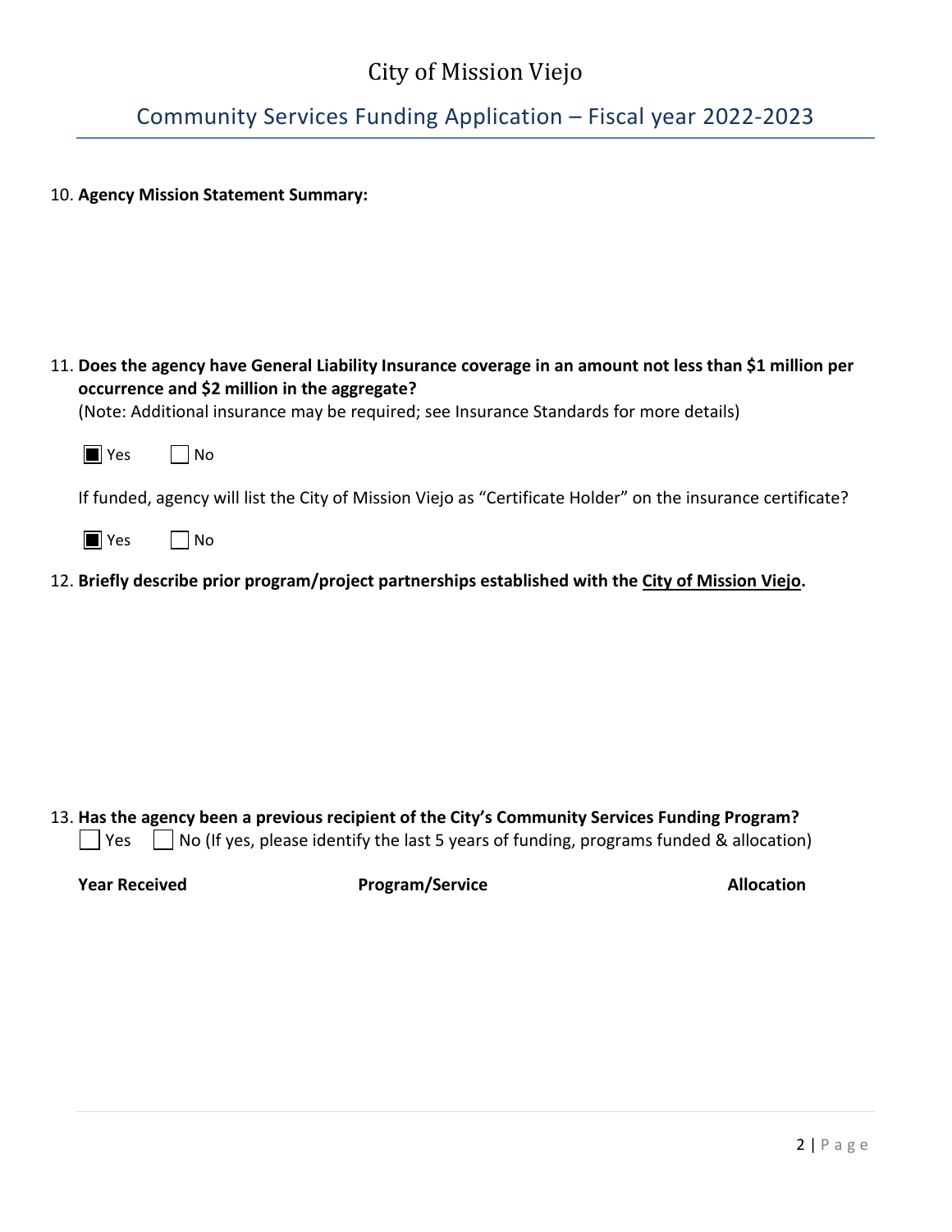10. **Agency Mission Statement Summary:**

11. **Does the agency have General Liability Insurance coverage in an amount not less than $1 million per occurrence and $2 million in the aggregate?**
(Note: Additional insurance may be required; see Insurance Standards for more details)

☒ Yes ☐ No

If funded, agency will list the City of Mission Viejo as "Certificate Holder" on the insurance certificate?

☒ Yes ☐ No

12. **Briefly describe prior program/project partnerships established with the City of Mission Viejo.**

13. **Has the agency been a previous recipient of the City's Community Services Funding Program?**
☐ Yes ☐ No (If yes, please identify the last 5 years of funding, programs funded & allocation)

| **Year Received** | **Program/Service** | **Allocation** |
| --- | --- | --- |
| | | |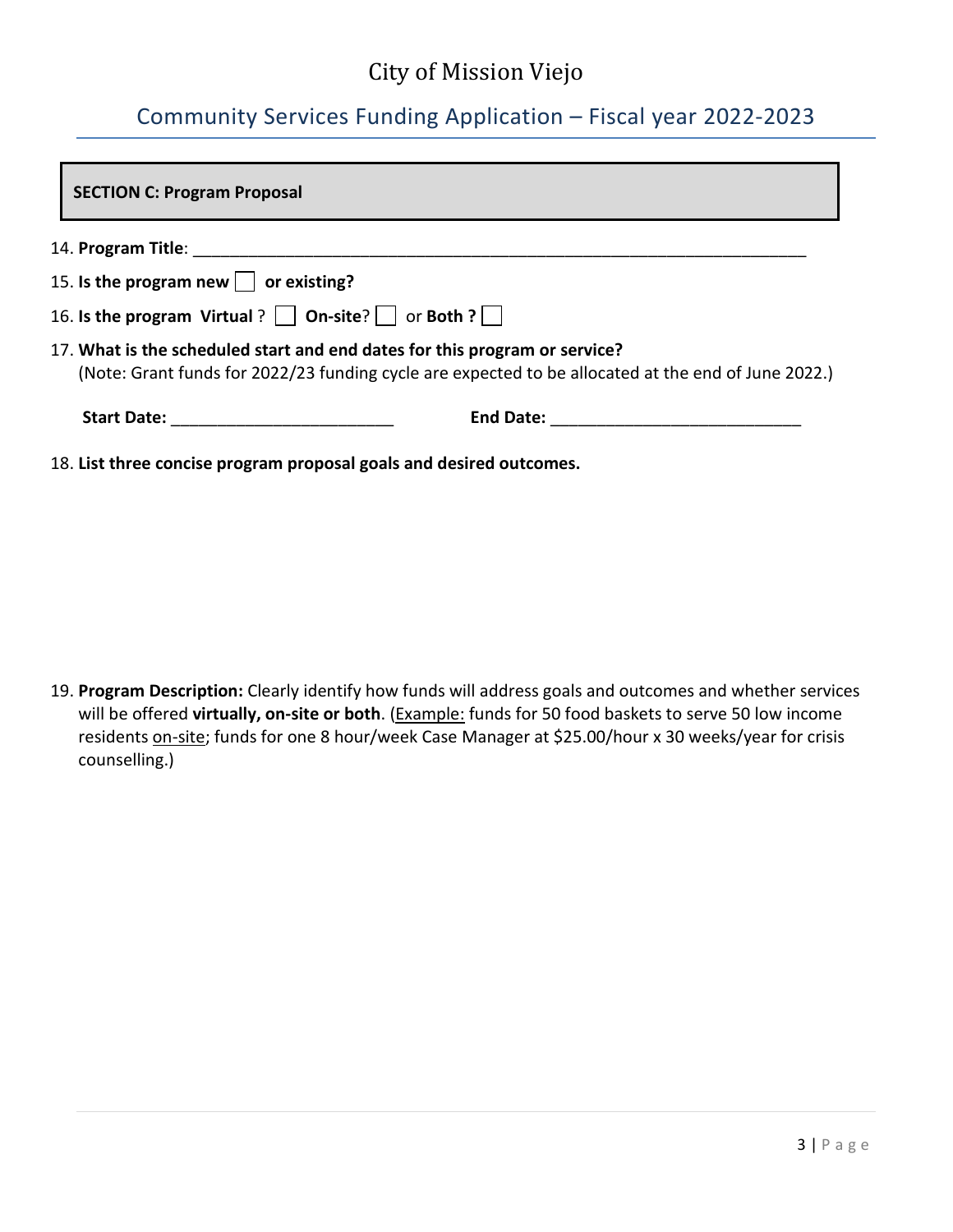# City of Mission Viejo

## Community Services Funding Application – Fiscal year 2022-2023

**SECTION C: Program Proposal**

14. **Program Title**: ______________________________________________________________________

15. **Is the program new** ☐ **or existing?**

16. **Is the program Virtual** ? ☐ **On-site**? ☐ or **Both ?** ☐

17. **What is the scheduled start and end dates for this program or service?**
    (Note: Grant funds for 2022/23 funding cycle are expected to be allocated at the end of June 2022.)

    **Start Date:** ________________________ **End Date:** __________________________

18. **List three concise program proposal goals and desired outcomes.**

19. **Program Description:** Clearly identify how funds will address goals and outcomes and whether services will be offered **virtually, on-site or both**. (<u>Example:</u> funds for 50 food baskets to serve 50 low income residents <u>on-site</u>; funds for one 8 hour/week Case Manager at $25.00/hour x 30 weeks/year for crisis counselling.)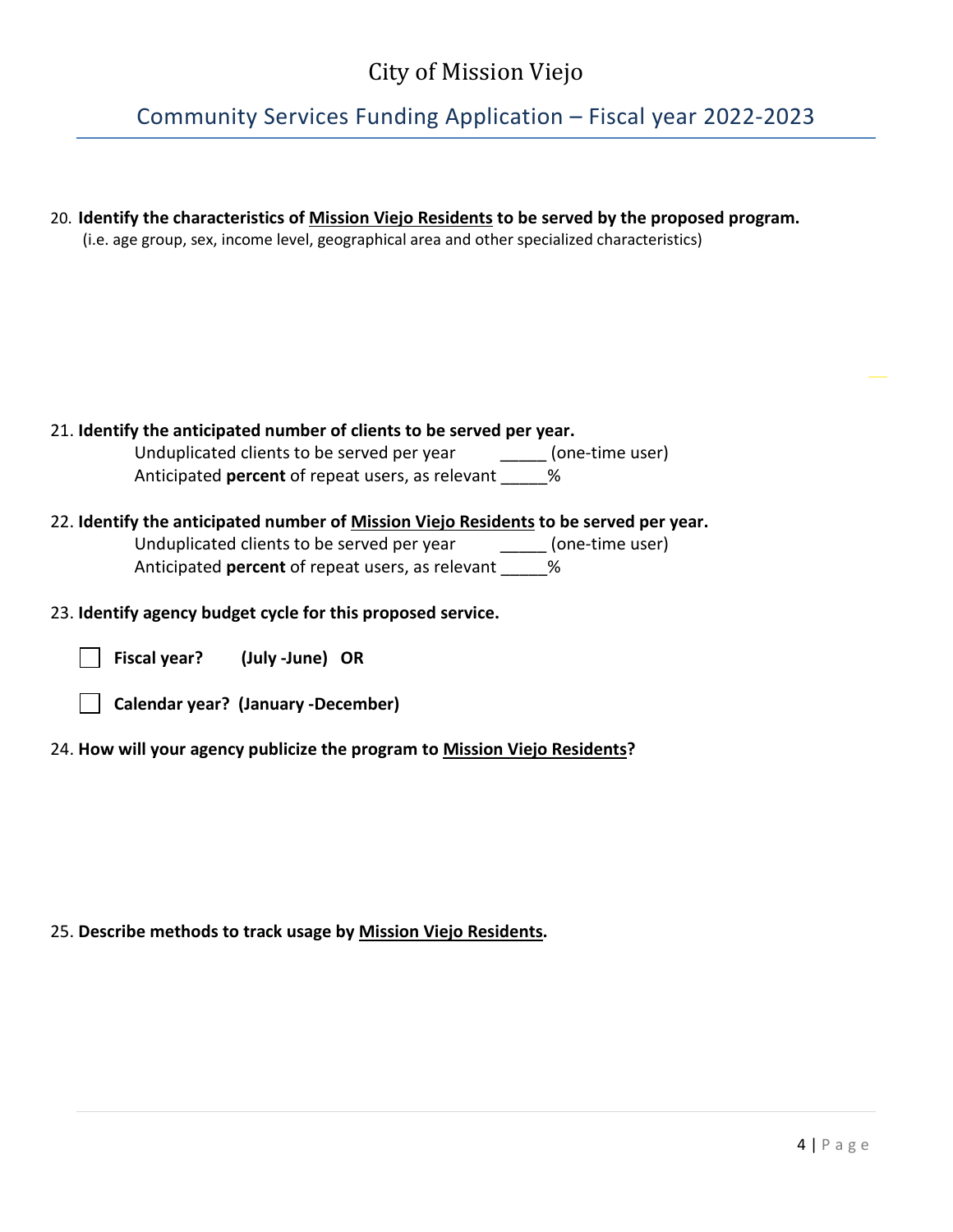20. **Identify the characteristics of Mission Viejo Residents to be served by the proposed program.**
    (i.e. age group, sex, income level, geographical area and other specialized characteristics)

21. **Identify the anticipated number of clients to be served per year.**
    Unduplicated clients to be served per year _____ (one-time user)
    Anticipated **percent** of repeat users, as relevant _____%

22. **Identify the anticipated number of Mission Viejo Residents to be served per year.**
    Unduplicated clients to be served per year _____ (one-time user)
    Anticipated **percent** of repeat users, as relevant _____%

23. **Identify agency budget cycle for this proposed service.**

    ☐ **Fiscal year? (July -June) OR**

    ☐ **Calendar year? (January -December)**

24. **How will your agency publicize the program to Mission Viejo Residents?**

25. **Describe methods to track usage by Mission Viejo Residents.**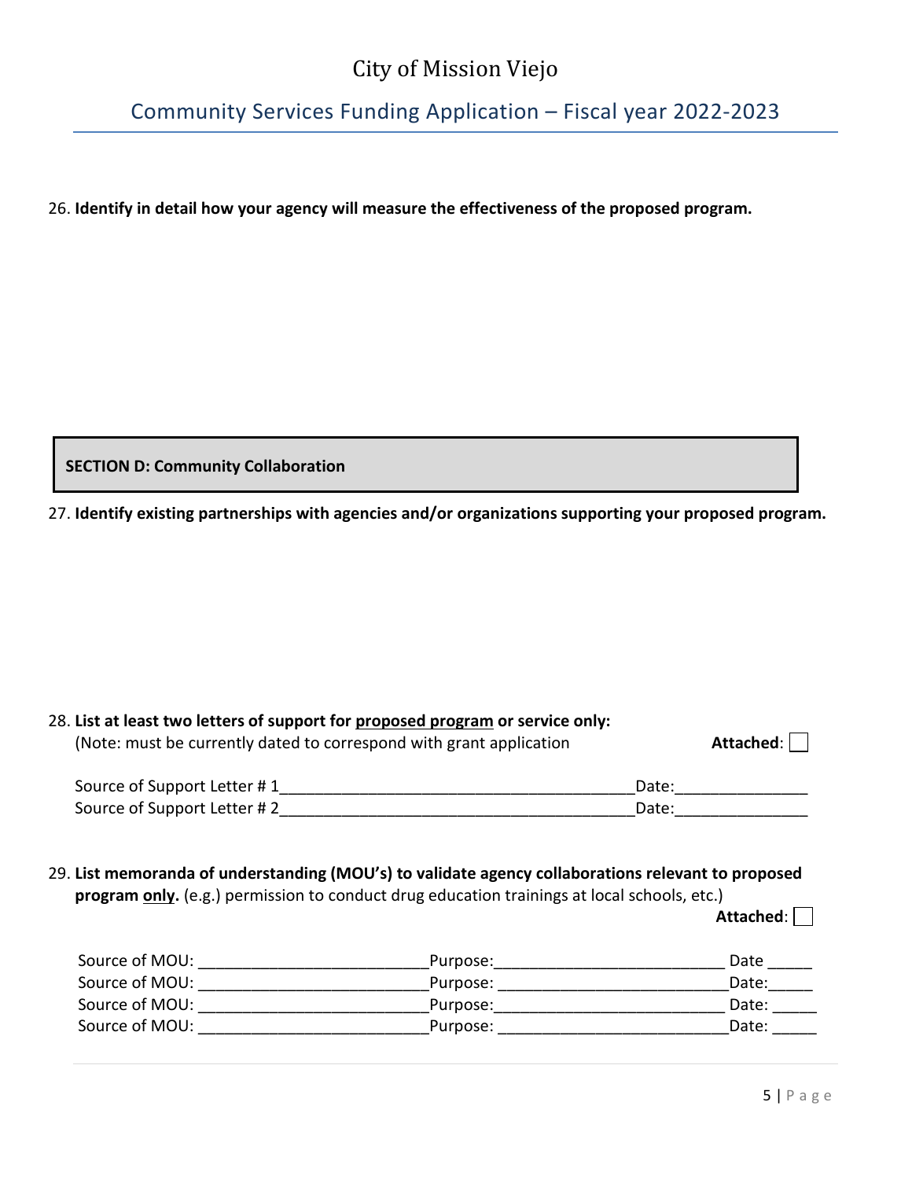26. **Identify in detail how your agency will measure the effectiveness of the proposed program.**

**SECTION D: Community Collaboration**

27. **Identify existing partnerships with agencies and/or organizations supporting your proposed program.**

28. **List at least two letters of support for <u>proposed program</u> or service only:**
(Note: must be currently dated to correspond with grant application **Attached**: ☐

Source of Support Letter # 1________________________________________Date:_______________
Source of Support Letter # 2________________________________________Date:_______________

29. **List memoranda of understanding (MOU's) to validate agency collaborations relevant to proposed program <u>only</u>.** (e.g.) permission to conduct drug education trainings at local schools, etc.)
**Attached**: ☐

Source of MOU: __________________________Purpose:__________________________ Date _____
Source of MOU: __________________________Purpose: __________________________Date:_____
Source of MOU: __________________________Purpose:__________________________ Date: _____
Source of MOU: __________________________Purpose: __________________________Date: _____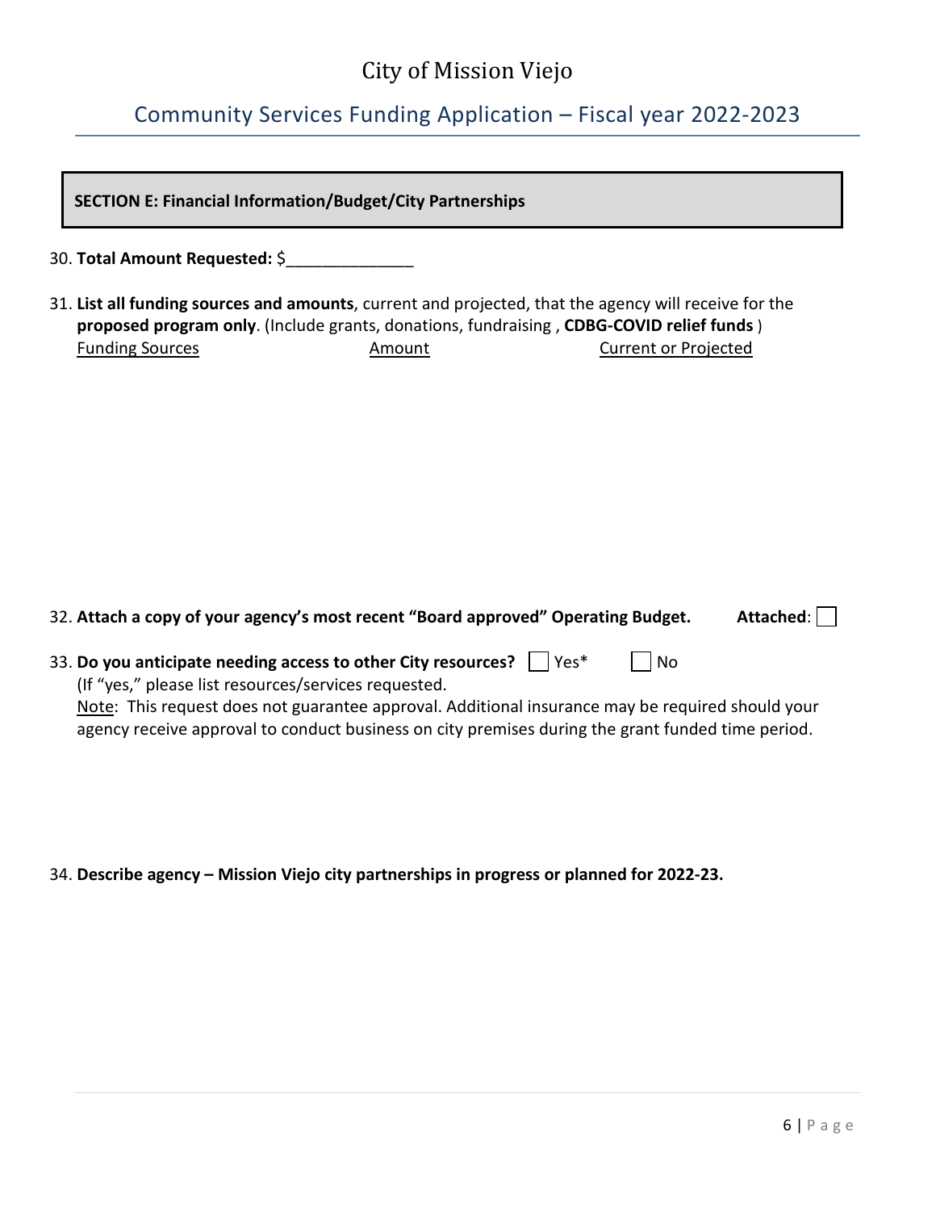# City of Mission Viejo

## Community Services Funding Application – Fiscal year 2022-2023

**SECTION E: Financial Information/Budget/City Partnerships**

30. **Total Amount Requested:** $______________

31. **List all funding sources and amounts**, current and projected, that the agency will receive for the **proposed program only**. (Include grants, donations, fundraising , **CDBG-COVID relief funds** )

<u>Funding Sources</u> <u>Amount</u> <u>Current or Projected</u>

32. **Attach a copy of your agency's most recent "Board approved" Operating Budget.** **Attached**: ☐

33. **Do you anticipate needing access to other City resources?** ☐ Yes* ☐ No
(If "yes," please list resources/services requested.
<u>Note</u>: This request does not guarantee approval. Additional insurance may be required should your agency receive approval to conduct business on city premises during the grant funded time period.

34. **Describe agency – Mission Viejo city partnerships in progress or planned for 2022-23.**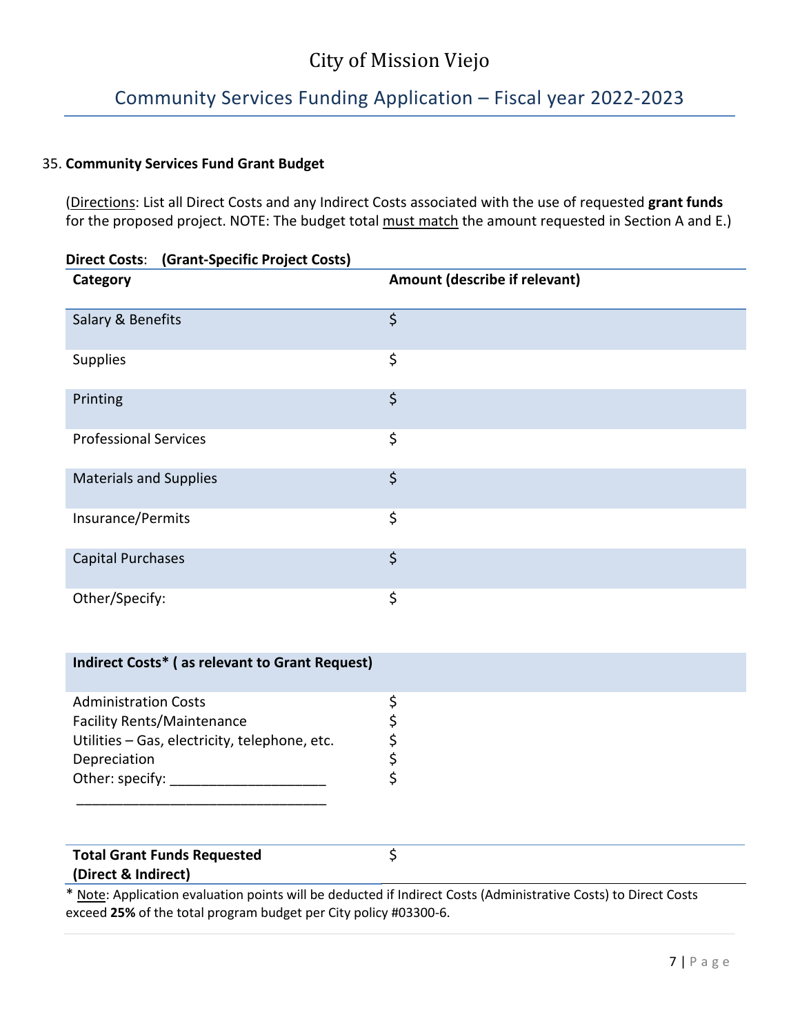# City of Mission Viejo

## Community Services Funding Application – Fiscal year 2022-2023

35. **Community Services Fund Grant Budget**

(Directions: List all Direct Costs and any Indirect Costs associated with the use of requested **grant funds** for the proposed project. NOTE: The budget total must match the amount requested in Section A and E.)

**Direct Costs**: **(Grant-Specific Project Costs)**

| Category | Amount (describe if relevant) |
|---|---|
| Salary & Benefits | $ |
| Supplies | $ |
| Printing | $ |
| Professional Services | $ |
| Materials and Supplies | $ |
| Insurance/Permits | $ |
| Capital Purchases | $ |
| Other/Specify: | $ |

| Indirect Costs* ( as relevant to Grant Request) | |
|---|---|
| Administration Costs | $ |
| Facility Rents/Maintenance | $ |
| Utilities – Gas, electricity, telephone, etc. | $ |
| Depreciation | $ |
| Other: specify: ____________________ ________________________________ | $ |

| **Total Grant Funds Requested (Direct & Indirect)** | $ |
|---|---|

* Note: Application evaluation points will be deducted if Indirect Costs (Administrative Costs) to Direct Costs exceed **25%** of the total program budget per City policy #03300-6.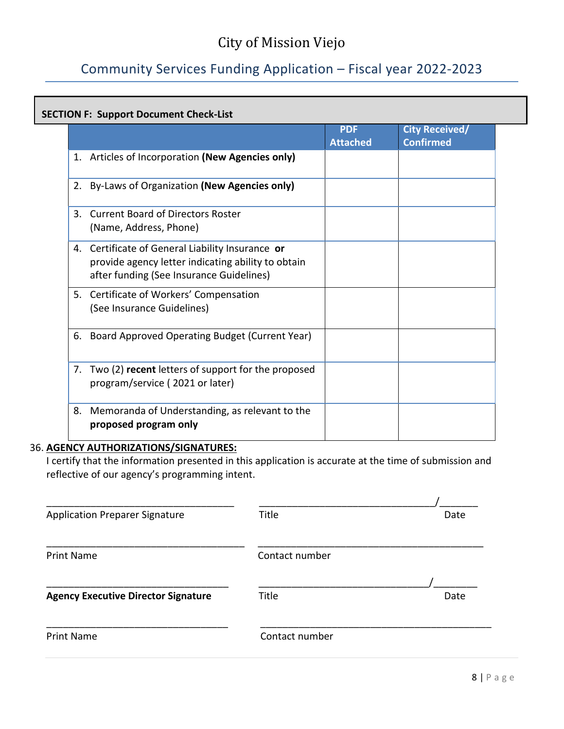# City of Mission Viejo

## Community Services Funding Application – Fiscal year 2022-2023

**SECTION F: Support Document Check-List**

| | PDF Attached | City Received/ Confirmed |
|---|---|---|
| 1. Articles of Incorporation **(New Agencies only)** | | |
| 2. By-Laws of Organization **(New Agencies only)** | | |
| 3. Current Board of Directors Roster (Name, Address, Phone) | | |
| 4. Certificate of General Liability Insurance **or** provide agency letter indicating ability to obtain after funding (See Insurance Guidelines) | | |
| 5. Certificate of Workers' Compensation (See Insurance Guidelines) | | |
| 6. Board Approved Operating Budget (Current Year) | | |
| 7. Two (2) **recent** letters of support for the proposed program/service ( 2021 or later) | | |
| 8. Memoranda of Understanding, as relevant to the **proposed program only** | | |

36. **AGENCY AUTHORIZATIONS/SIGNATURES:**

I certify that the information presented in this application is accurate at the time of submission and reflective of our agency's programming intent.

___________________________________ ________________________________/_______

Application Preparer Signature Title Date

_____________________________________ __________________________________________

Print Name Contact number

__________________________________ _______________________________/________

**Agency Executive Director Signature** Title Date

__________________________________ ___________________________________________

Print Name Contact number